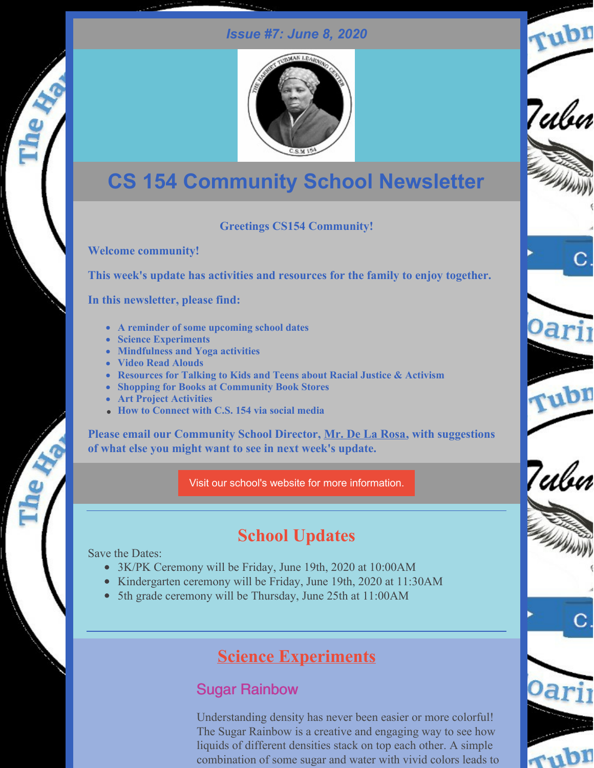*Issue #7: June 8, 2020*

# CS 154 Community School Newsletter

**Greetings CS154 Community!**

**Welcome community!**

**This week's update has activities and resources for the family to enjoy together.**

**In this newsletter, please find:**

- **A reminder of some upcoming school dates**
- **Science Experiments**
- **Mindfulness and Yoga activities**
- **Video Read Alouds**
- **Resources for Talking to Kids and Teens about Racial Justice & Activism**
- **Shopping for Books at Community Book Stores**
- **Art Project Activities**
- **How to Connect with C.S. 154 via social media**

**Please email our Community School Director, Mr. De La Rosa, with suggestions of what else you might want to see in next week's update.**

Visit our school's website for more information.

## School Updates

Save the Dates:

- 3K/PK Ceremony will be Friday, June 19th, 2020 at 10:00AM
- Kindergarten ceremony will be Friday, June 19th, 2020 at 11:30AM
- 5th grade ceremony will be Thursday, June 25th at 11:00AM

## Science Experiments

### Sugar Rainbow

Understanding density has never been easier or more colorful! The Sugar Rainbow is a creative and engaging way to see how liquids of different densities stack on top each other. A simple combination of some sugar and water with vivid colors leads to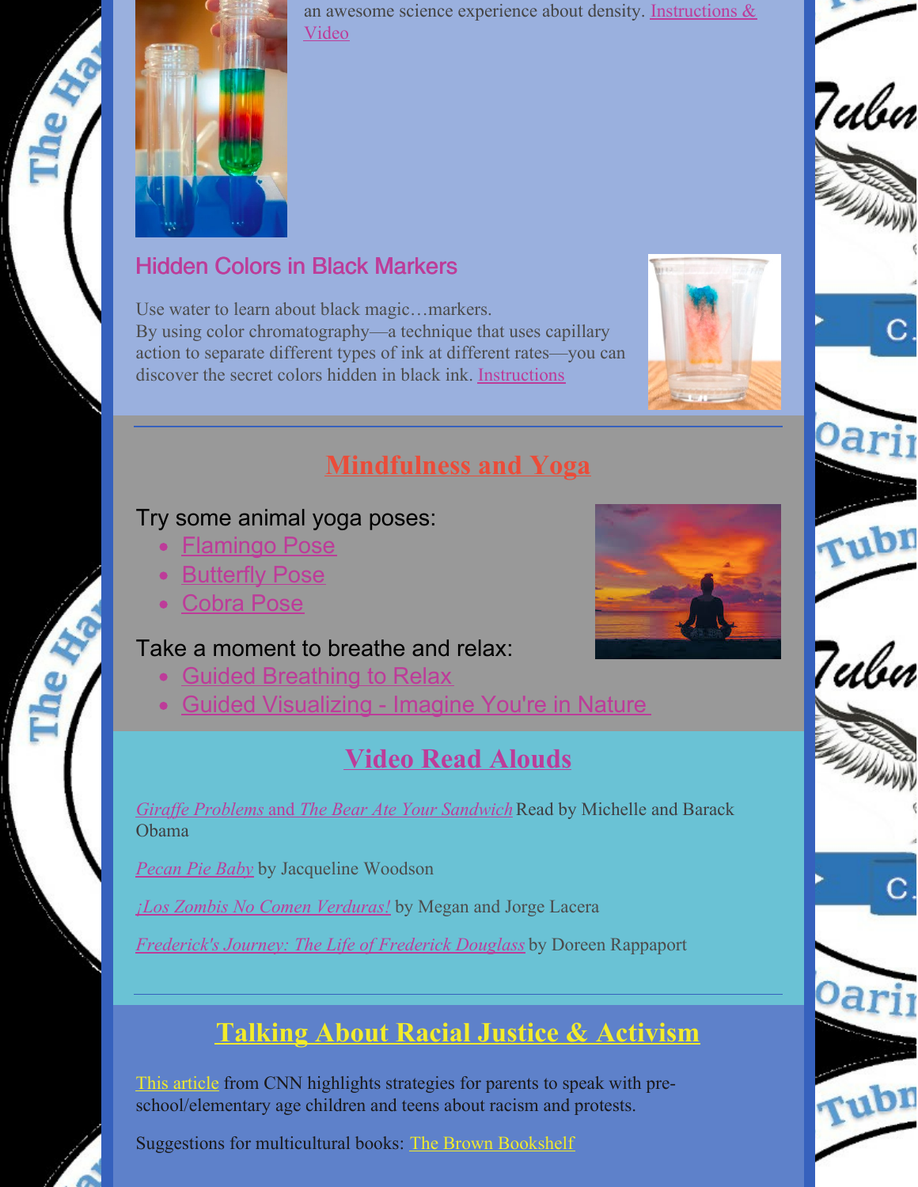an awesome science experience about density. Instructions & Video

### Hidden Colors in Black Markers

Use water to learn about black magic…markers.
By using color chromatography—a technique that uses capillary action to separate different types of ink at different rates—you can discover the secret colors hidden in black ink. Instructions

## Mindfulness and Yoga

Try some animal yoga poses:

- Flamingo Pose
- Butterfly Pose
- Cobra Pose

Take a moment to breathe and relax:

- Guided Breathing to Relax
- Guided Visualizing - Imagine You're in Nature

## Video Read Alouds

*Giraffe Problems* and *The Bear Ate Your Sandwich* Read by Michelle and Barack Obama

*Pecan Pie Baby* by Jacqueline Woodson

*¡Los Zombis No Comen Verduras!* by Megan and Jorge Lacera

*Frederick's Journey: The Life of Frederick Douglass* by Doreen Rappaport

## Talking About Racial Justice & Activism

This article from CNN highlights strategies for parents to speak with pre-school/elementary age children and teens about racism and protests.

Suggestions for multicultural books: The Brown Bookshelf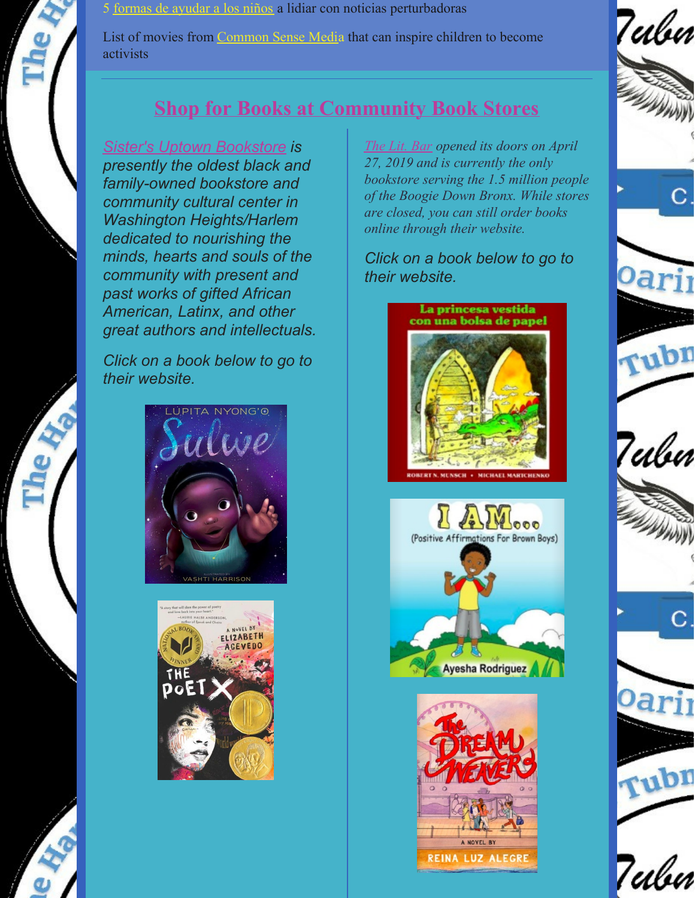5 formas de ayudar a los niños a lidiar con noticias perturbadoras

List of movies from Common Sense Media that can inspire children to become activists

## Shop for Books at Community Book Stores

*Sister's Uptown Bookstore is presently the oldest black and family-owned bookstore and community cultural center in Washington Heights/Harlem dedicated to nourishing the minds, hearts and souls of the community with present and past works of gifted African American, Latinx, and other great authors and intellectuals.*

*Click on a book below to go to their website.*

*The Lit. Bar opened its doors on April 27, 2019 and is currently the only bookstore serving the 1.5 million people of the Boogie Down Bronx. While stores are closed, you can still order books online through their website.*

*Click on a book below to go to their website.*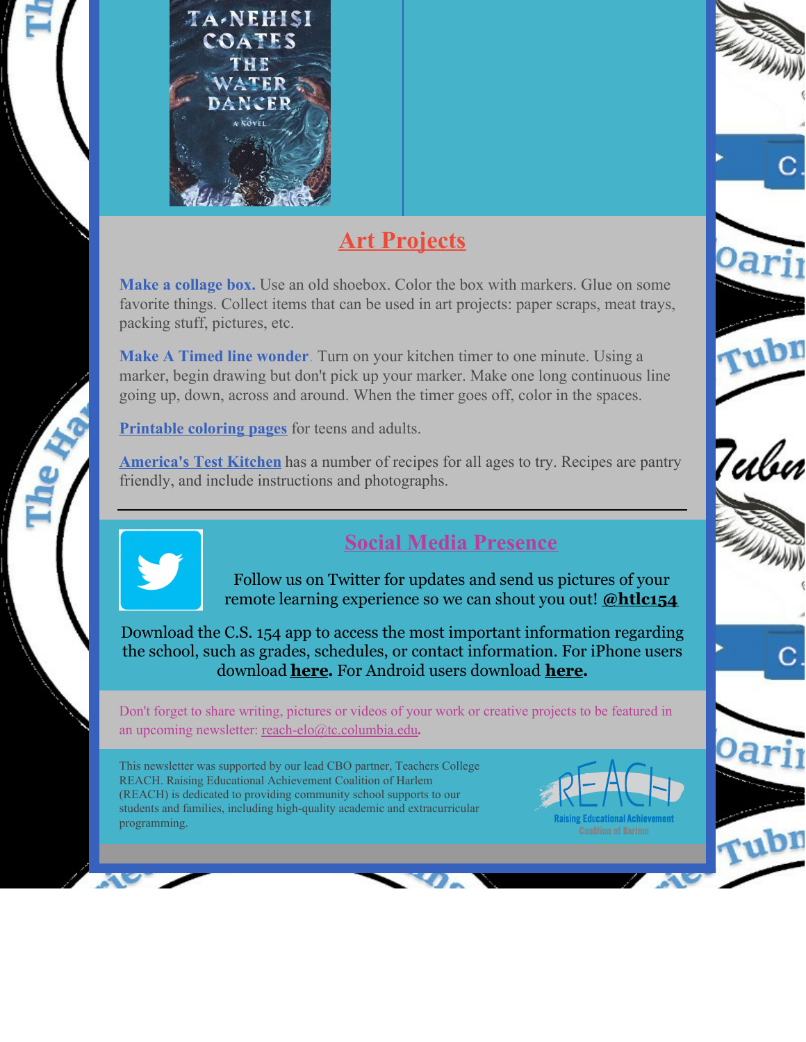TA-NEHISI COATES

THE WATER DANCER

A NOVEL

## Art Projects

**Make a collage box.** Use an old shoebox. Color the box with markers. Glue on some favorite things. Collect items that can be used in art projects: paper scraps, meat trays, packing stuff, pictures, etc.

**Make A Timed line wonder**. Turn on your kitchen timer to one minute. Using a marker, begin drawing but don't pick up your marker. Make one long continuous line going up, down, across and around. When the timer goes off, color in the spaces.

**Printable coloring pages** for teens and adults.

**America's Test Kitchen** has a number of recipes for all ages to try. Recipes are pantry friendly, and include instructions and photographs.

## Social Media Presence

Follow us on Twitter for updates and send us pictures of your remote learning experience so we can shout you out! **@htlc154**

Download the C.S. 154 app to access the most important information regarding the school, such as grades, schedules, or contact information. For iPhone users download **here.** For Android users download **here.**

Don't forget to share writing, pictures or videos of your work or creative projects to be featured in an upcoming newsletter: reach-elo@tc.columbia.edu.

This newsletter was supported by our lead CBO partner, Teachers College REACH. Raising Educational Achievement Coalition of Harlem (REACH) is dedicated to providing community school supports to our students and families, including high-quality academic and extracurricular programming.

REACH

Raising Educational Achievement Coalition of Harlem